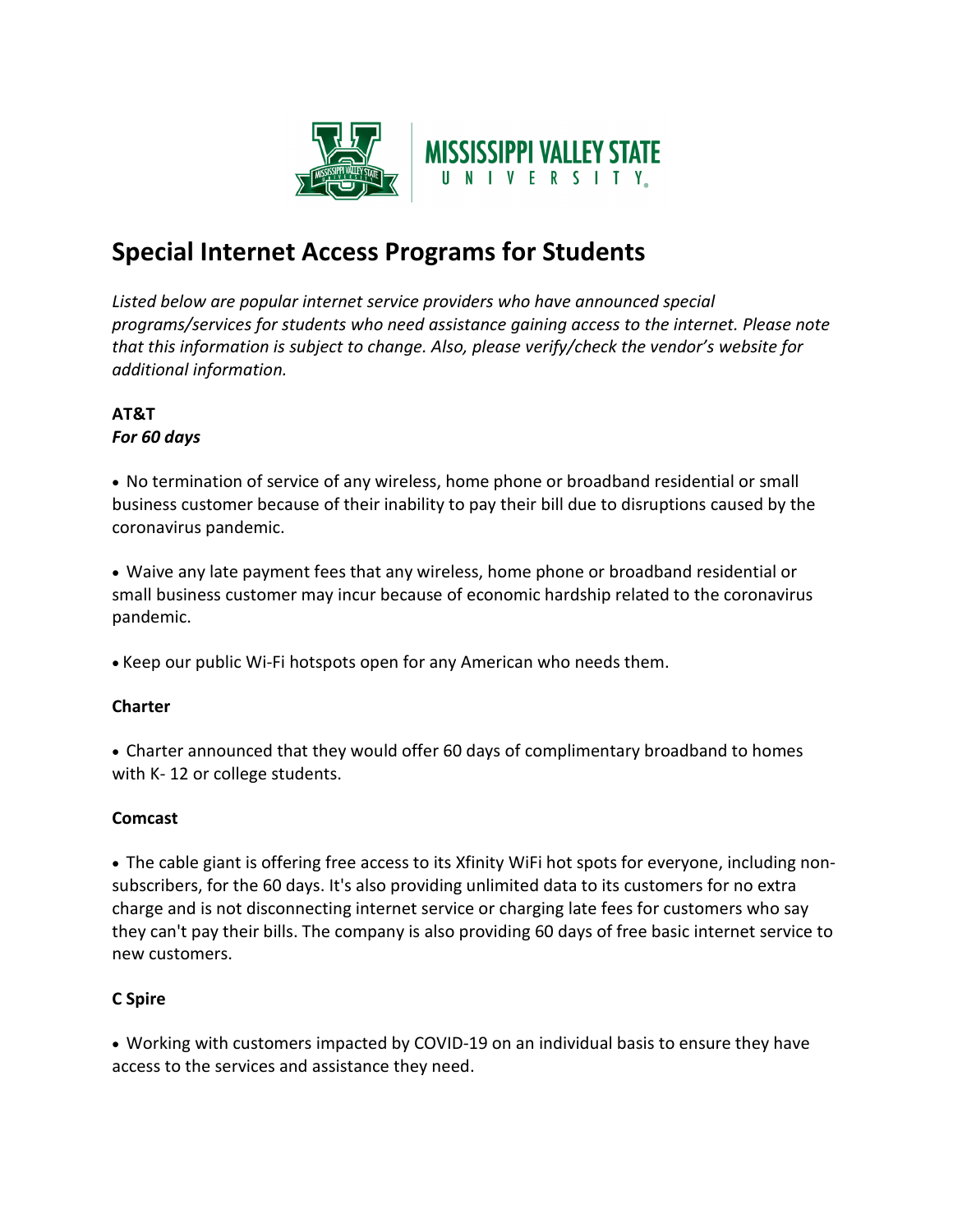# Special Internet Access Programs for Students

*Listed below are popular internet service providers who have announced special programs/services for students who need assistance gaining access to the internet. Please note that this information is subject to change. Also, please verify/check the vendor's website for additional information.*

**AT&T**
***For 60 days***

- No termination of service of any wireless, home phone or broadband residential or small business customer because of their inability to pay their bill due to disruptions caused by the coronavirus pandemic.

- Waive any late payment fees that any wireless, home phone or broadband residential or small business customer may incur because of economic hardship related to the coronavirus pandemic.

- Keep our public Wi-Fi hotspots open for any American who needs them.

**Charter**

- Charter announced that they would offer 60 days of complimentary broadband to homes with K- 12 or college students.

**Comcast**

- The cable giant is offering free access to its Xfinity WiFi hot spots for everyone, including non-subscribers, for the 60 days. It's also providing unlimited data to its customers for no extra charge and is not disconnecting internet service or charging late fees for customers who say they can't pay their bills. The company is also providing 60 days of free basic internet service to new customers.

**C Spire**

- Working with customers impacted by COVID-19 on an individual basis to ensure they have access to the services and assistance they need.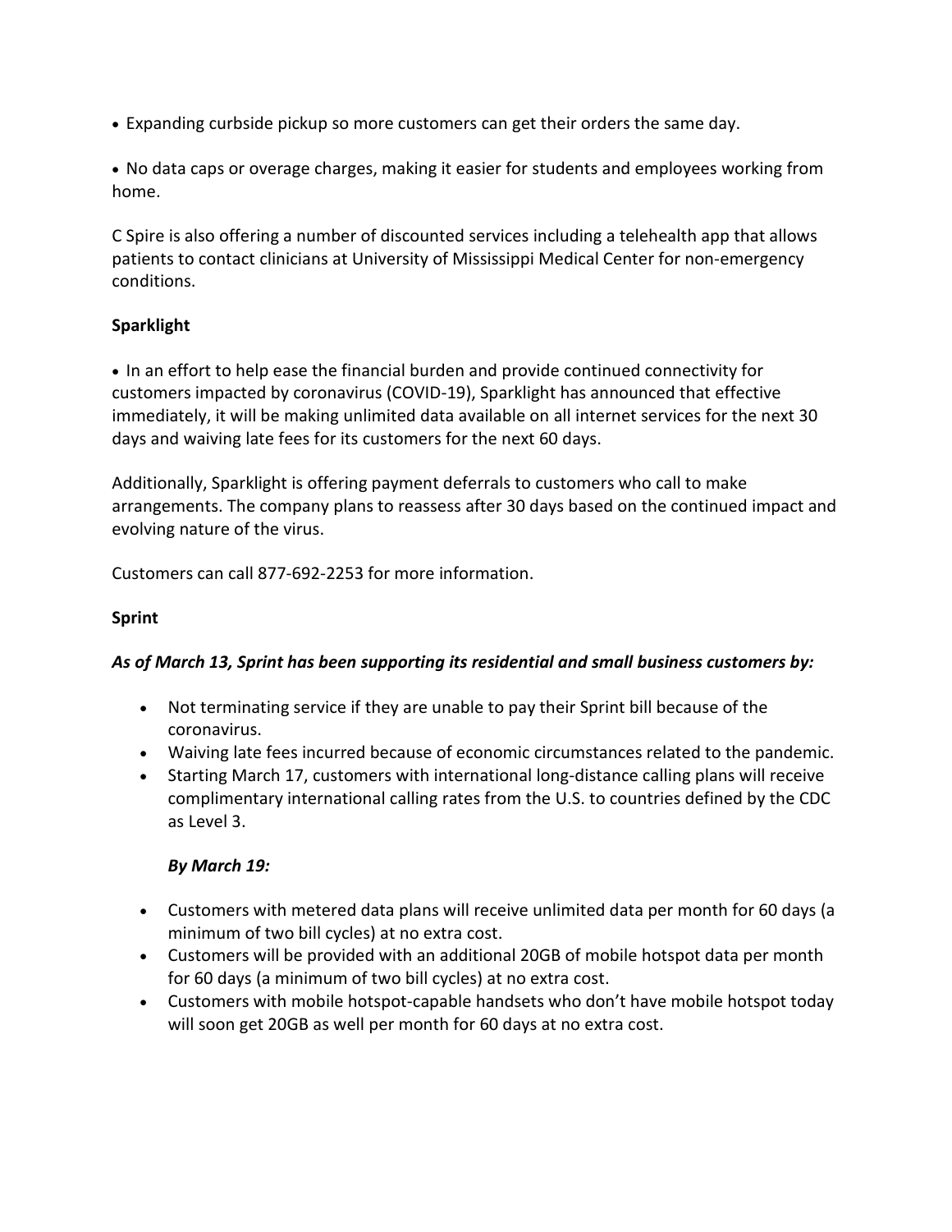- Expanding curbside pickup so more customers can get their orders the same day.

- No data caps or overage charges, making it easier for students and employees working from home.

C Spire is also offering a number of discounted services including a telehealth app that allows patients to contact clinicians at University of Mississippi Medical Center for non-emergency conditions.

**Sparklight**

- In an effort to help ease the financial burden and provide continued connectivity for customers impacted by coronavirus (COVID-19), Sparklight has announced that effective immediately, it will be making unlimited data available on all internet services for the next 30 days and waiving late fees for its customers for the next 60 days.

Additionally, Sparklight is offering payment deferrals to customers who call to make arrangements. The company plans to reassess after 30 days based on the continued impact and evolving nature of the virus.

Customers can call 877-692-2253 for more information.

**Sprint**

***As of March 13, Sprint has been supporting its residential and small business customers by:***

- Not terminating service if they are unable to pay their Sprint bill because of the coronavirus.
- Waiving late fees incurred because of economic circumstances related to the pandemic.
- Starting March 17, customers with international long-distance calling plans will receive complimentary international calling rates from the U.S. to countries defined by the CDC as Level 3.

***By March 19:***

- Customers with metered data plans will receive unlimited data per month for 60 days (a minimum of two bill cycles) at no extra cost.
- Customers will be provided with an additional 20GB of mobile hotspot data per month for 60 days (a minimum of two bill cycles) at no extra cost.
- Customers with mobile hotspot-capable handsets who don't have mobile hotspot today will soon get 20GB as well per month for 60 days at no extra cost.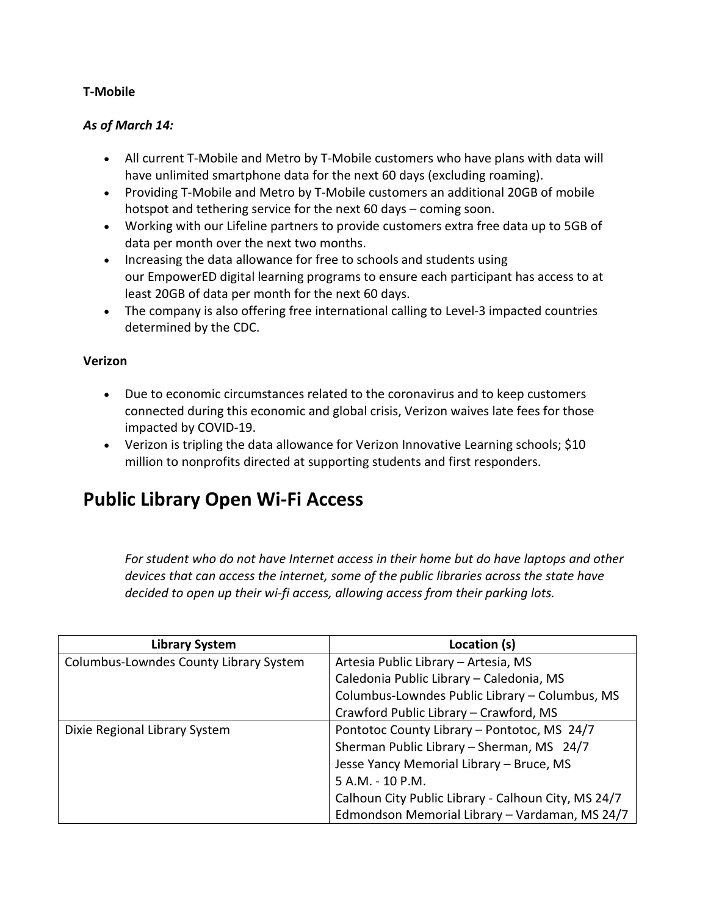**T-Mobile**

***As of March 14:***

- All current T-Mobile and Metro by T-Mobile customers who have plans with data will have unlimited smartphone data for the next 60 days (excluding roaming).
- Providing T-Mobile and Metro by T-Mobile customers an additional 20GB of mobile hotspot and tethering service for the next 60 days – coming soon.
- Working with our Lifeline partners to provide customers extra free data up to 5GB of data per month over the next two months.
- Increasing the data allowance for free to schools and students using our EmpowerED digital learning programs to ensure each participant has access to at least 20GB of data per month for the next 60 days.
- The company is also offering free international calling to Level-3 impacted countries determined by the CDC.

**Verizon**

- Due to economic circumstances related to the coronavirus and to keep customers connected during this economic and global crisis, Verizon waives late fees for those impacted by COVID-19.
- Verizon is tripling the data allowance for Verizon Innovative Learning schools; $10 million to nonprofits directed at supporting students and first responders.

## Public Library Open Wi-Fi Access

*For student who do not have Internet access in their home but do have laptops and other devices that can access the internet, some of the public libraries across the state have decided to open up their wi-fi access, allowing access from their parking lots.*

| Library System | Location (s) |
|---|---|
| Columbus-Lowndes County Library System | Artesia Public Library – Artesia, MS<br>Caledonia Public Library – Caledonia, MS<br>Columbus-Lowndes Public Library – Columbus, MS<br>Crawford Public Library – Crawford, MS |
| Dixie Regional Library System | Pontotoc County Library – Pontotoc, MS 24/7<br>Sherman Public Library – Sherman, MS 24/7<br>Jesse Yancy Memorial Library – Bruce, MS<br>5 A.M. - 10 P.M.<br>Calhoun City Public Library - Calhoun City, MS 24/7<br>Edmondson Memorial Library – Vardaman, MS 24/7 |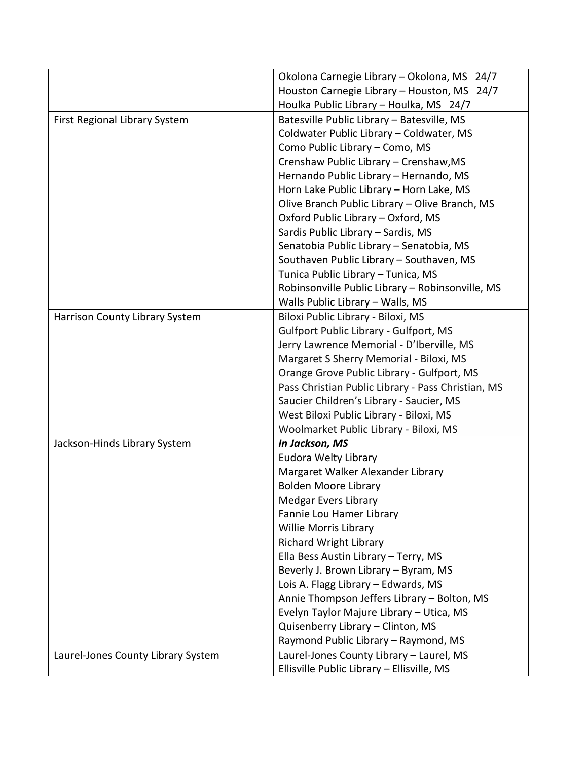| | |
|---|---|
| | Okolona Carnegie Library – Okolona, MS 24/7<br>Houston Carnegie Library – Houston, MS 24/7<br>Houlka Public Library – Houlka, MS 24/7 |
| First Regional Library System | Batesville Public Library – Batesville, MS<br>Coldwater Public Library – Coldwater, MS<br>Como Public Library – Como, MS<br>Crenshaw Public Library – Crenshaw,MS<br>Hernando Public Library – Hernando, MS<br>Horn Lake Public Library – Horn Lake, MS<br>Olive Branch Public Library – Olive Branch, MS<br>Oxford Public Library – Oxford, MS<br>Sardis Public Library – Sardis, MS<br>Senatobia Public Library – Senatobia, MS<br>Southaven Public Library – Southaven, MS<br>Tunica Public Library – Tunica, MS<br>Robinsonville Public Library – Robinsonville, MS<br>Walls Public Library – Walls, MS |
| Harrison County Library System | Biloxi Public Library - Biloxi, MS<br>Gulfport Public Library - Gulfport, MS<br>Jerry Lawrence Memorial - D'Iberville, MS<br>Margaret S Sherry Memorial - Biloxi, MS<br>Orange Grove Public Library - Gulfport, MS<br>Pass Christian Public Library - Pass Christian, MS<br>Saucier Children's Library - Saucier, MS<br>West Biloxi Public Library - Biloxi, MS<br>Woolmarket Public Library - Biloxi, MS |
| Jackson-Hinds Library System | ***In Jackson, MS***<br>Eudora Welty Library<br>Margaret Walker Alexander Library<br>Bolden Moore Library<br>Medgar Evers Library<br>Fannie Lou Hamer Library<br>Willie Morris Library<br>Richard Wright Library<br>Ella Bess Austin Library – Terry, MS<br>Beverly J. Brown Library – Byram, MS<br>Lois A. Flagg Library – Edwards, MS<br>Annie Thompson Jeffers Library – Bolton, MS<br>Evelyn Taylor Majure Library – Utica, MS<br>Quisenberry Library – Clinton, MS<br>Raymond Public Library – Raymond, MS |
| Laurel-Jones County Library System | Laurel-Jones County Library – Laurel, MS<br>Ellisville Public Library – Ellisville, MS |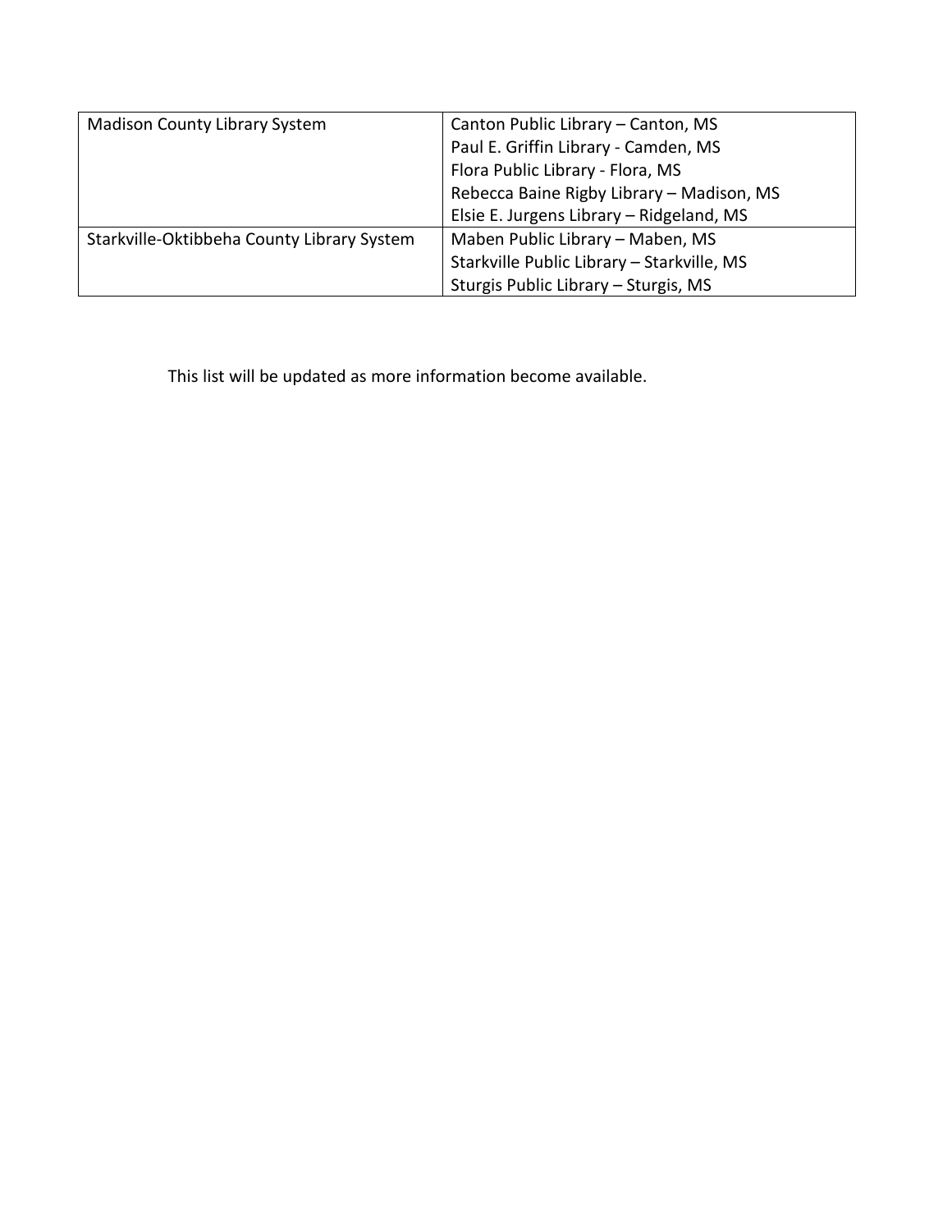| | |
|---|---|
| Madison County Library System | Canton Public Library – Canton, MS<br>Paul E. Griffin Library - Camden, MS<br>Flora Public Library - Flora, MS<br>Rebecca Baine Rigby Library – Madison, MS<br>Elsie E. Jurgens Library – Ridgeland, MS |
| Starkville-Oktibbeha County Library System | Maben Public Library – Maben, MS<br>Starkville Public Library – Starkville, MS<br>Sturgis Public Library – Sturgis, MS |

This list will be updated as more information become available.